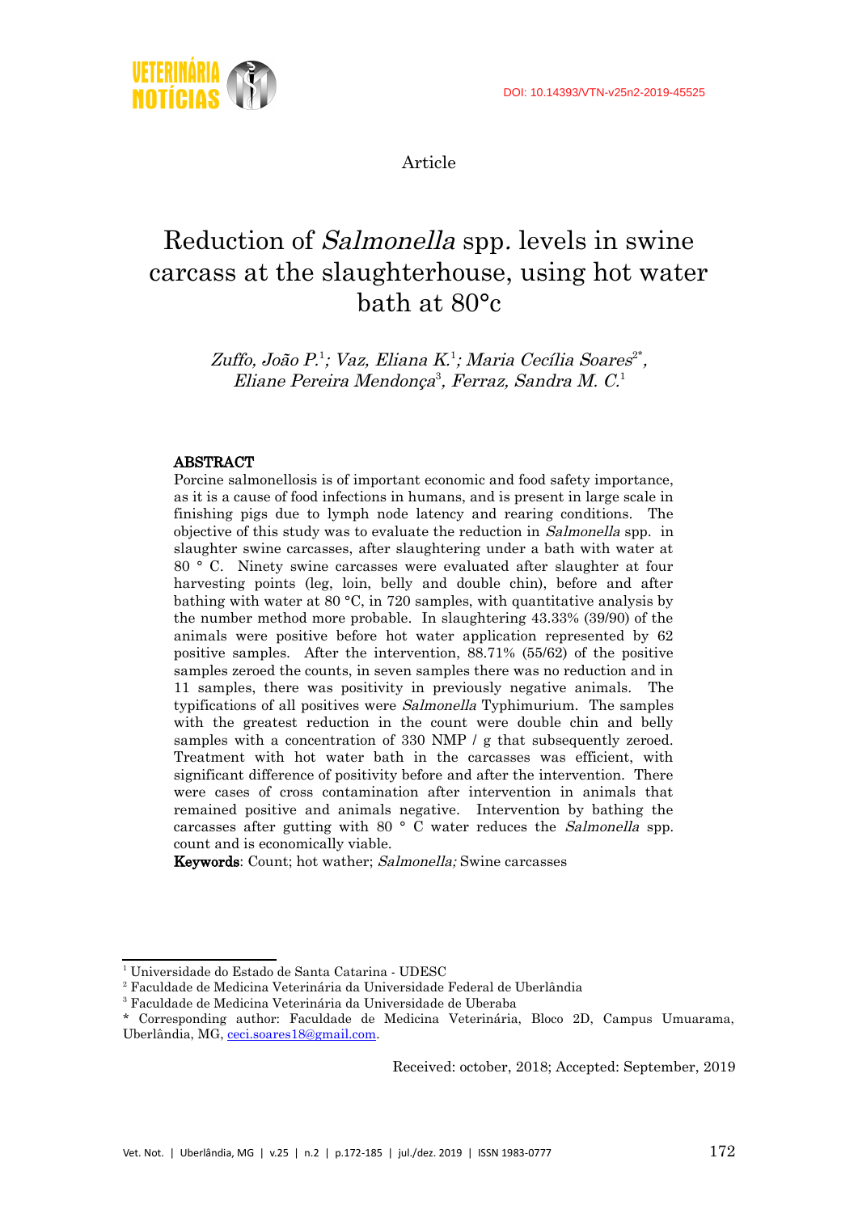DOI: 10.14393/VTN-v25n2-2019-45525

Article

# Reduction of *Salmonella* spp. levels in swine carcass at the slaughterhouse, using hot water bath at 80°c

*Zuffo, João P.*[1]*; Vaz, Eliana K.*[1]*; Maria Cecília Soares*[2*]*, Eliane Pereira Mendonça*[3]*, Ferraz, Sandra M. C.*[1]

## ABSTRACT

Porcine salmonellosis is of important economic and food safety importance, as it is a cause of food infections in humans, and is present in large scale in finishing pigs due to lymph node latency and rearing conditions. The objective of this study was to evaluate the reduction in *Salmonella* spp. in slaughter swine carcasses, after slaughtering under a bath with water at 80 ° C. Ninety swine carcasses were evaluated after slaughter at four harvesting points (leg, loin, belly and double chin), before and after bathing with water at 80 °C, in 720 samples, with quantitative analysis by the number method more probable. In slaughtering 43.33% (39/90) of the animals were positive before hot water application represented by 62 positive samples. After the intervention, 88.71% (55/62) of the positive samples zeroed the counts, in seven samples there was no reduction and in 11 samples, there was positivity in previously negative animals. The typifications of all positives were *Salmonella* Typhimurium. The samples with the greatest reduction in the count were double chin and belly samples with a concentration of 330 NMP / g that subsequently zeroed. Treatment with hot water bath in the carcasses was efficient, with significant difference of positivity before and after the intervention. There were cases of cross contamination after intervention in animals that remained positive and animals negative. Intervention by bathing the carcasses after gutting with 80 ° C water reduces the *Salmonella* spp. count and is economically viable.

**Keywords**: Count; hot wather; *Salmonella;* Swine carcasses

[1] Universidade do Estado de Santa Catarina - UDESC
[2] Faculdade de Medicina Veterinária da Universidade Federal de Uberlândia
[3] Faculdade de Medicina Veterinária da Universidade de Uberaba
[*] Corresponding author: Faculdade de Medicina Veterinária, Bloco 2D, Campus Umuarama, Uberlândia, MG, ceci.soares18@gmail.com.

Received: october, 2018; Accepted: September, 2019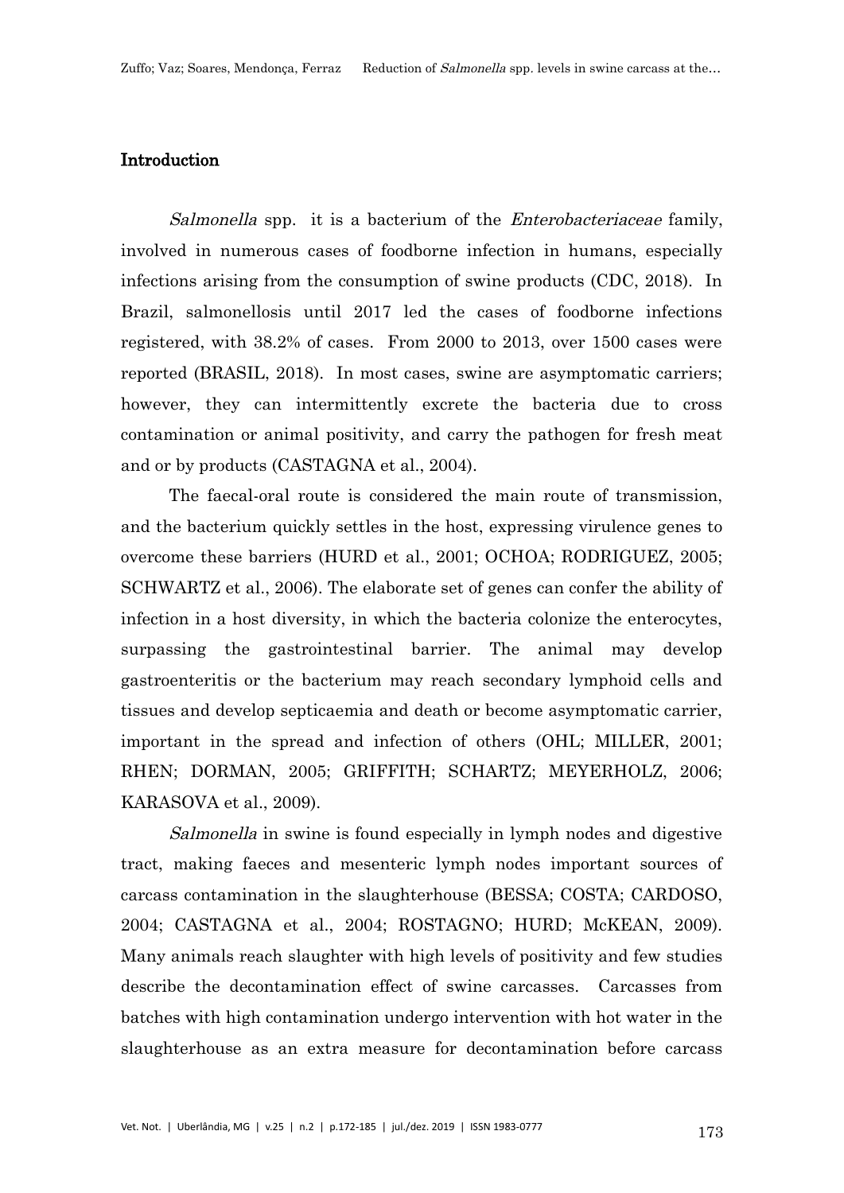## Introduction

*Salmonella* spp. it is a bacterium of the *Enterobacteriaceae* family, involved in numerous cases of foodborne infection in humans, especially infections arising from the consumption of swine products (CDC, 2018). In Brazil, salmonellosis until 2017 led the cases of foodborne infections registered, with 38.2% of cases. From 2000 to 2013, over 1500 cases were reported (BRASIL, 2018). In most cases, swine are asymptomatic carriers; however, they can intermittently excrete the bacteria due to cross contamination or animal positivity, and carry the pathogen for fresh meat and or by products (CASTAGNA et al., 2004).

The faecal-oral route is considered the main route of transmission, and the bacterium quickly settles in the host, expressing virulence genes to overcome these barriers (HURD et al., 2001; OCHOA; RODRIGUEZ, 2005; SCHWARTZ et al., 2006). The elaborate set of genes can confer the ability of infection in a host diversity, in which the bacteria colonize the enterocytes, surpassing the gastrointestinal barrier. The animal may develop gastroenteritis or the bacterium may reach secondary lymphoid cells and tissues and develop septicaemia and death or become asymptomatic carrier, important in the spread and infection of others (OHL; MILLER, 2001; RHEN; DORMAN, 2005; GRIFFITH; SCHARTZ; MEYERHOLZ, 2006; KARASOVA et al., 2009).

*Salmonella* in swine is found especially in lymph nodes and digestive tract, making faeces and mesenteric lymph nodes important sources of carcass contamination in the slaughterhouse (BESSA; COSTA; CARDOSO, 2004; CASTAGNA et al., 2004; ROSTAGNO; HURD; McKEAN, 2009). Many animals reach slaughter with high levels of positivity and few studies describe the decontamination effect of swine carcasses. Carcasses from batches with high contamination undergo intervention with hot water in the slaughterhouse as an extra measure for decontamination before carcass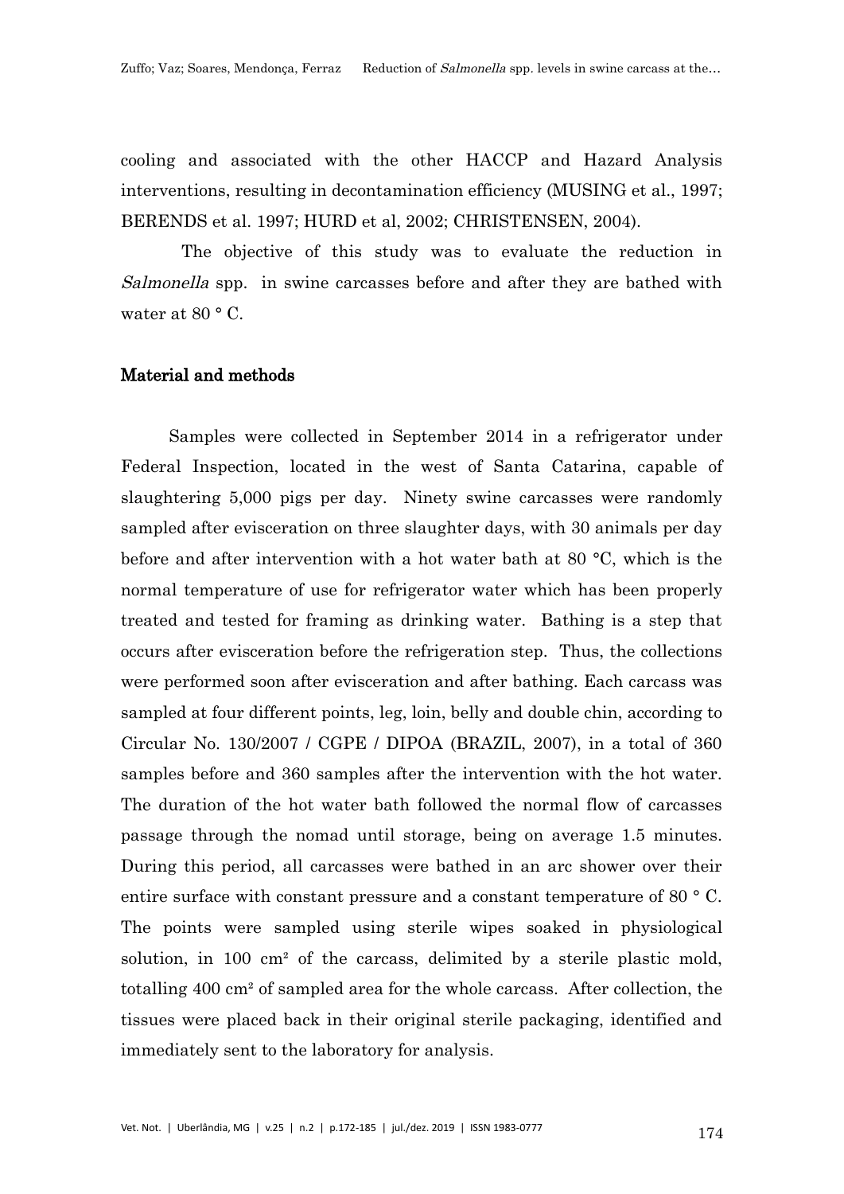cooling and associated with the other HACCP and Hazard Analysis interventions, resulting in decontamination efficiency (MUSING et al., 1997; BERENDS et al. 1997; HURD et al, 2002; CHRISTENSEN, 2004).

The objective of this study was to evaluate the reduction in *Salmonella* spp. in swine carcasses before and after they are bathed with water at 80 ° C.

## Material and methods

Samples were collected in September 2014 in a refrigerator under Federal Inspection, located in the west of Santa Catarina, capable of slaughtering 5,000 pigs per day. Ninety swine carcasses were randomly sampled after evisceration on three slaughter days, with 30 animals per day before and after intervention with a hot water bath at 80 °C, which is the normal temperature of use for refrigerator water which has been properly treated and tested for framing as drinking water. Bathing is a step that occurs after evisceration before the refrigeration step. Thus, the collections were performed soon after evisceration and after bathing. Each carcass was sampled at four different points, leg, loin, belly and double chin, according to Circular No. 130/2007 / CGPE / DIPOA (BRAZIL, 2007), in a total of 360 samples before and 360 samples after the intervention with the hot water. The duration of the hot water bath followed the normal flow of carcasses passage through the nomad until storage, being on average 1.5 minutes. During this period, all carcasses were bathed in an arc shower over their entire surface with constant pressure and a constant temperature of 80 ° C. The points were sampled using sterile wipes soaked in physiological solution, in 100 cm² of the carcass, delimited by a sterile plastic mold, totalling 400 cm² of sampled area for the whole carcass. After collection, the tissues were placed back in their original sterile packaging, identified and immediately sent to the laboratory for analysis.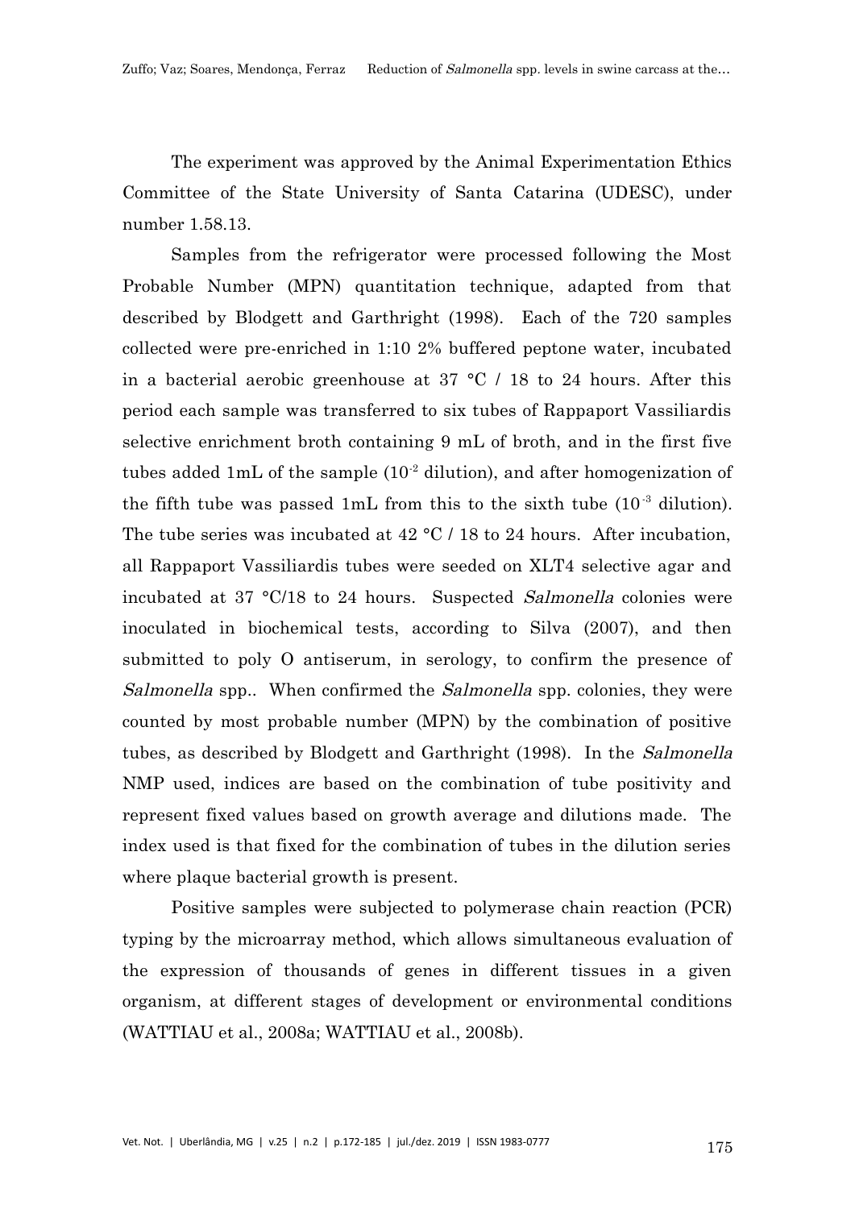The experiment was approved by the Animal Experimentation Ethics Committee of the State University of Santa Catarina (UDESC), under number 1.58.13.

Samples from the refrigerator were processed following the Most Probable Number (MPN) quantitation technique, adapted from that described by Blodgett and Garthright (1998). Each of the 720 samples collected were pre-enriched in 1:10 2% buffered peptone water, incubated in a bacterial aerobic greenhouse at 37 °C / 18 to 24 hours. After this period each sample was transferred to six tubes of Rappaport Vassiliardis selective enrichment broth containing 9 mL of broth, and in the first five tubes added 1mL of the sample ($10^{-2}$ dilution), and after homogenization of the fifth tube was passed 1mL from this to the sixth tube ($10^{-3}$ dilution). The tube series was incubated at 42 °C / 18 to 24 hours. After incubation, all Rappaport Vassiliardis tubes were seeded on XLT4 selective agar and incubated at 37 °C/18 to 24 hours. Suspected *Salmonella* colonies were inoculated in biochemical tests, according to Silva (2007), and then submitted to poly O antiserum, in serology, to confirm the presence of *Salmonella* spp.. When confirmed the *Salmonella* spp. colonies, they were counted by most probable number (MPN) by the combination of positive tubes, as described by Blodgett and Garthright (1998). In the *Salmonella* NMP used, indices are based on the combination of tube positivity and represent fixed values based on growth average and dilutions made. The index used is that fixed for the combination of tubes in the dilution series where plaque bacterial growth is present.

Positive samples were subjected to polymerase chain reaction (PCR) typing by the microarray method, which allows simultaneous evaluation of the expression of thousands of genes in different tissues in a given organism, at different stages of development or environmental conditions (WATTIAU et al., 2008a; WATTIAU et al., 2008b).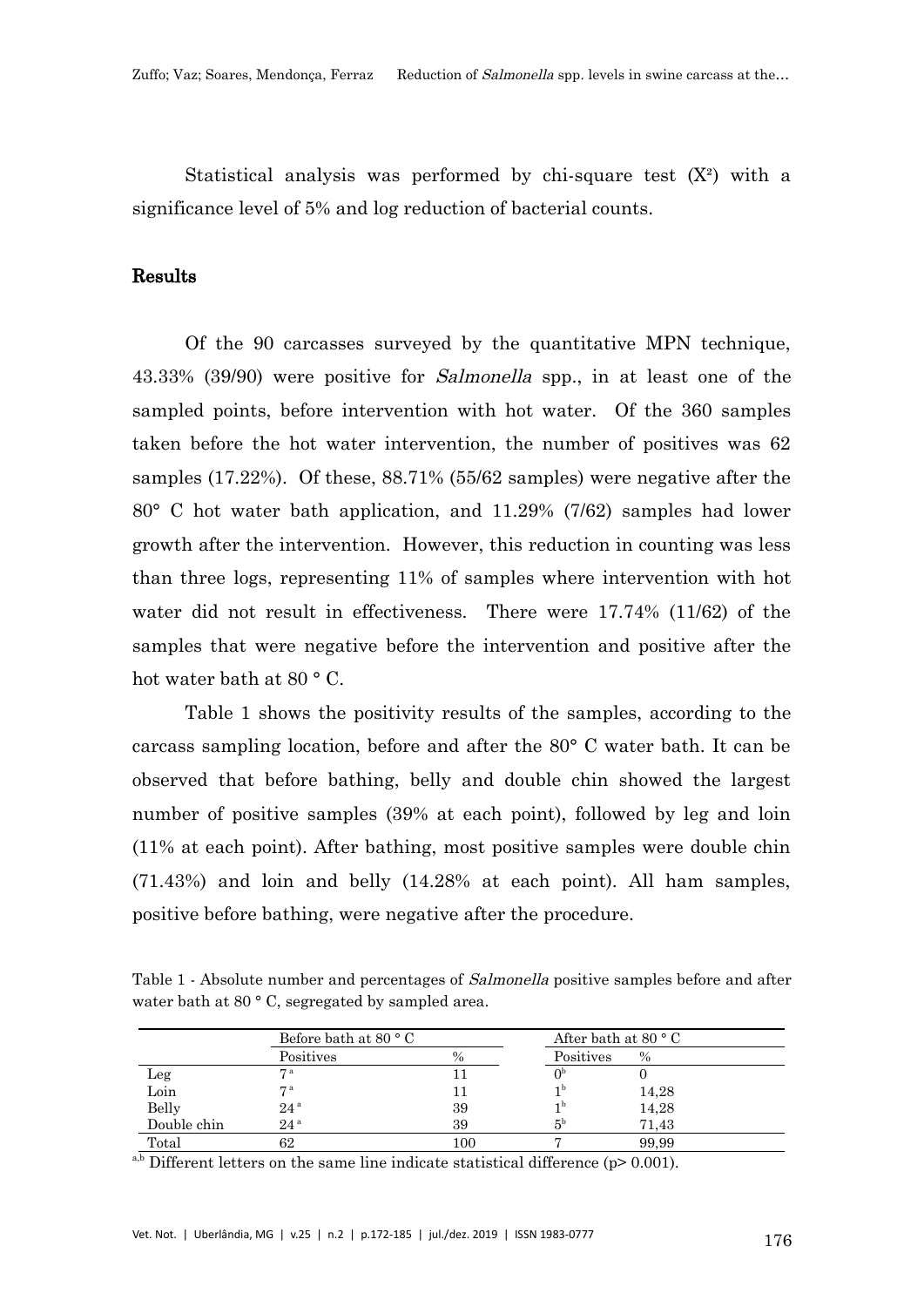Statistical analysis was performed by chi-square test ($X^2$) with a significance level of 5% and log reduction of bacterial counts.

## Results

Of the 90 carcasses surveyed by the quantitative MPN technique, 43.33% (39/90) were positive for *Salmonella* spp., in at least one of the sampled points, before intervention with hot water. Of the 360 samples taken before the hot water intervention, the number of positives was 62 samples (17.22%). Of these, 88.71% (55/62 samples) were negative after the 80° C hot water bath application, and 11.29% (7/62) samples had lower growth after the intervention. However, this reduction in counting was less than three logs, representing 11% of samples where intervention with hot water did not result in effectiveness. There were 17.74% (11/62) of the samples that were negative before the intervention and positive after the hot water bath at 80 ° C.

Table 1 shows the positivity results of the samples, according to the carcass sampling location, before and after the 80° C water bath. It can be observed that before bathing, belly and double chin showed the largest number of positive samples (39% at each point), followed by leg and loin (11% at each point). After bathing, most positive samples were double chin (71.43%) and loin and belly (14.28% at each point). All ham samples, positive before bathing, were negative after the procedure.

Table 1 - Absolute number and percentages of *Salmonella* positive samples before and after water bath at 80 ° C, segregated by sampled area.

| | Before bath at 80 ° C | | After bath at 80 ° C | |
|---|---|---|---|---|
| | Positives | % | Positives | % |
| Leg | 7[a] | 11 | 0[b] | 0 |
| Loin | 7[a] | 11 | 1[b] | 14,28 |
| Belly | 24[a] | 39 | 1[b] | 14,28 |
| Double chin | 24[a] | 39 | 5[b] | 71,43 |
| Total | 62 | 100 | 7 | 99,99 |

[a,b] Different letters on the same line indicate statistical difference ($p > 0.001$).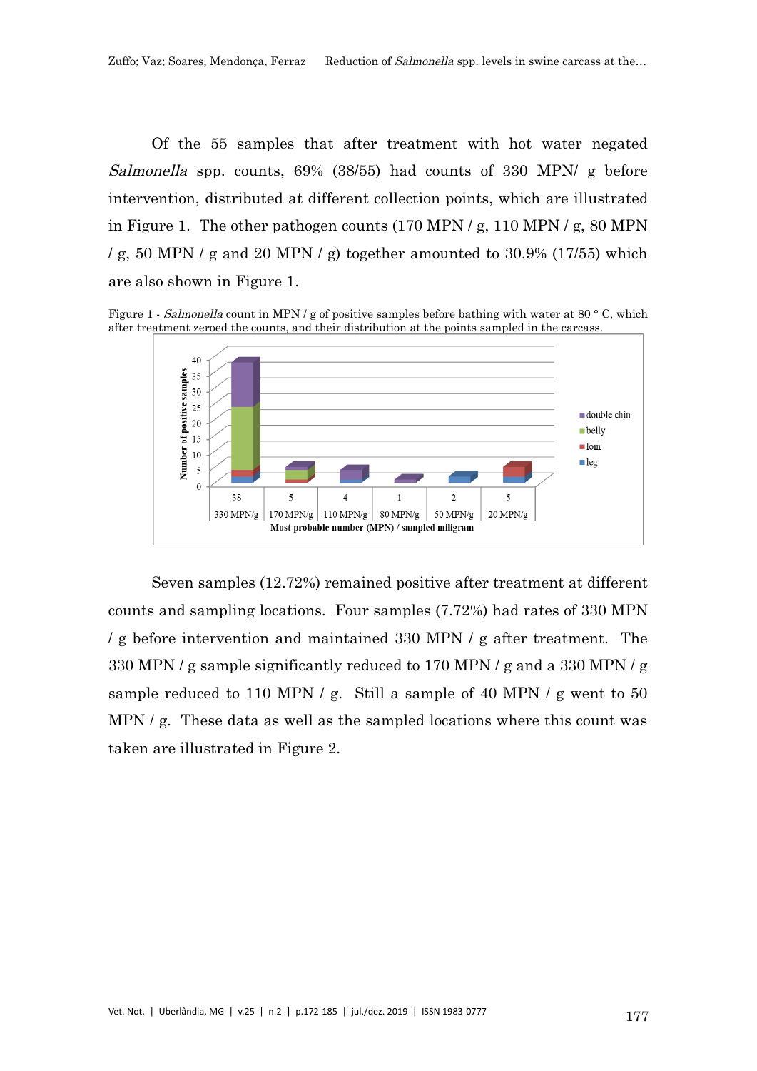Of the 55 samples that after treatment with hot water negated *Salmonella* spp. counts, 69% (38/55) had counts of 330 MPN/ g before intervention, distributed at different collection points, which are illustrated in Figure 1. The other pathogen counts (170 MPN / g, 110 MPN / g, 80 MPN / g, 50 MPN / g and 20 MPN / g) together amounted to 30.9% (17/55) which are also shown in Figure 1.

Figure 1 - *Salmonella* count in MPN / g of positive samples before bathing with water at 80 ° C, which after treatment zeroed the counts, and their distribution at the points sampled in the carcass.

Seven samples (12.72%) remained positive after treatment at different counts and sampling locations. Four samples (7.72%) had rates of 330 MPN / g before intervention and maintained 330 MPN / g after treatment. The 330 MPN / g sample significantly reduced to 170 MPN / g and a 330 MPN / g sample reduced to 110 MPN / g. Still a sample of 40 MPN / g went to 50 MPN / g. These data as well as the sampled locations where this count was taken are illustrated in Figure 2.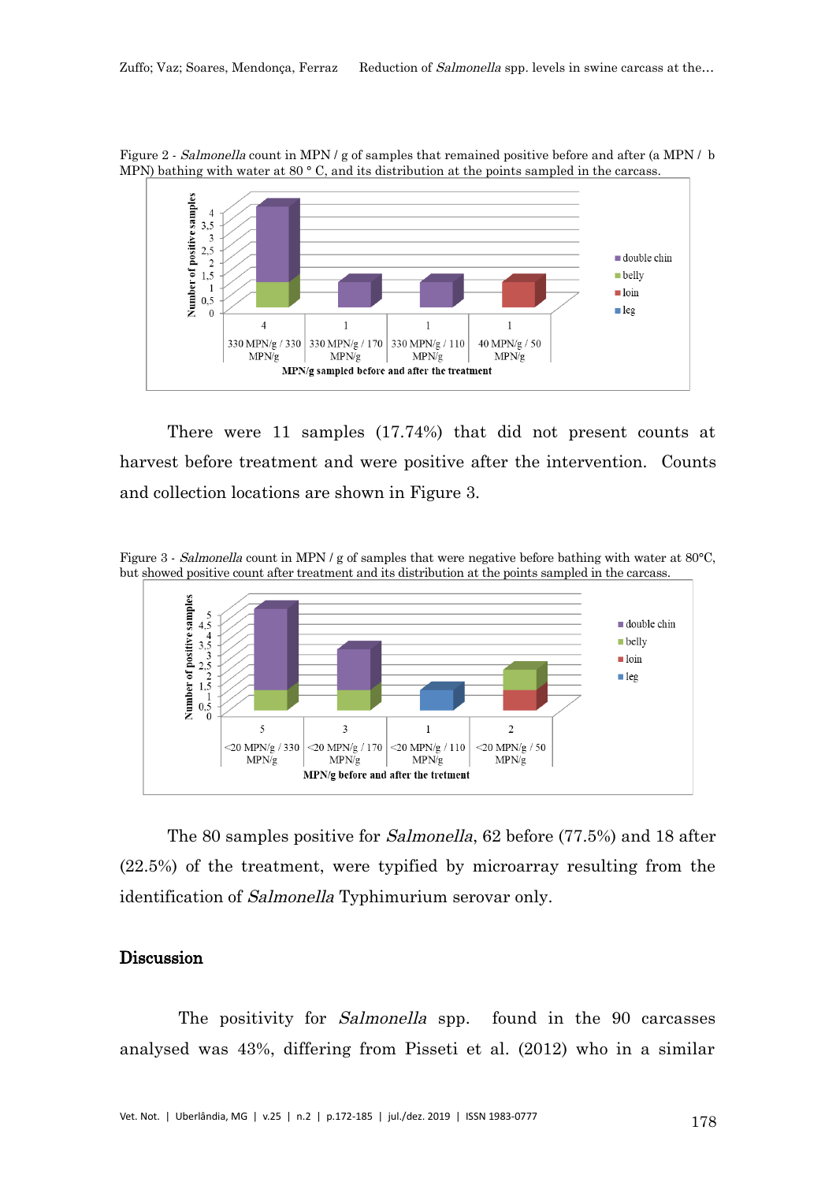Figure 2 - *Salmonella* count in MPN / g of samples that remained positive before and after (a MPN / b MPN) bathing with water at 80 ° C, and its distribution at the points sampled in the carcass.

There were 11 samples (17.74%) that did not present counts at harvest before treatment and were positive after the intervention. Counts and collection locations are shown in Figure 3.

Figure 3 - *Salmonella* count in MPN / g of samples that were negative before bathing with water at 80°C, but showed positive count after treatment and its distribution at the points sampled in the carcass.

The 80 samples positive for *Salmonella*, 62 before (77.5%) and 18 after (22.5%) of the treatment, were typified by microarray resulting from the identification of *Salmonella* Typhimurium serovar only.

## Discussion

The positivity for *Salmonella* spp. found in the 90 carcasses analysed was 43%, differing from Pisseti et al. (2012) who in a similar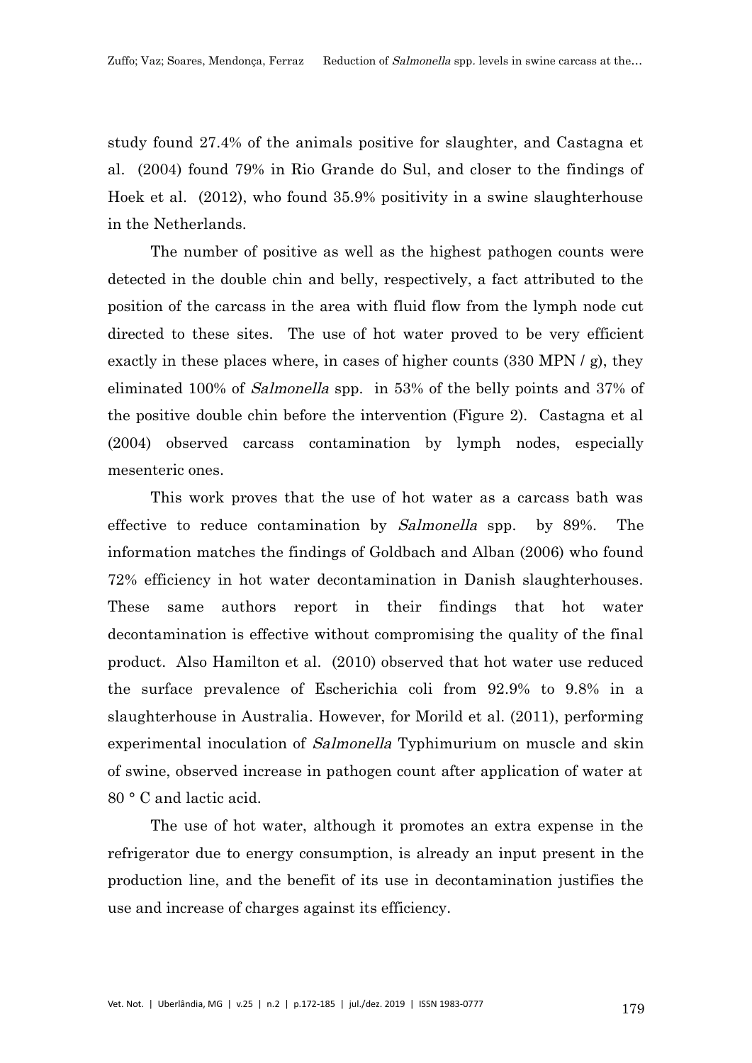study found 27.4% of the animals positive for slaughter, and Castagna et al. (2004) found 79% in Rio Grande do Sul, and closer to the findings of Hoek et al. (2012), who found 35.9% positivity in a swine slaughterhouse in the Netherlands.

The number of positive as well as the highest pathogen counts were detected in the double chin and belly, respectively, a fact attributed to the position of the carcass in the area with fluid flow from the lymph node cut directed to these sites. The use of hot water proved to be very efficient exactly in these places where, in cases of higher counts (330 MPN / g), they eliminated 100% of *Salmonella* spp. in 53% of the belly points and 37% of the positive double chin before the intervention (Figure 2). Castagna et al (2004) observed carcass contamination by lymph nodes, especially mesenteric ones.

This work proves that the use of hot water as a carcass bath was effective to reduce contamination by *Salmonella* spp. by 89%. The information matches the findings of Goldbach and Alban (2006) who found 72% efficiency in hot water decontamination in Danish slaughterhouses. These same authors report in their findings that hot water decontamination is effective without compromising the quality of the final product. Also Hamilton et al. (2010) observed that hot water use reduced the surface prevalence of Escherichia coli from 92.9% to 9.8% in a slaughterhouse in Australia. However, for Morild et al. (2011), performing experimental inoculation of *Salmonella* Typhimurium on muscle and skin of swine, observed increase in pathogen count after application of water at 80 ° C and lactic acid.

The use of hot water, although it promotes an extra expense in the refrigerator due to energy consumption, is already an input present in the production line, and the benefit of its use in decontamination justifies the use and increase of charges against its efficiency.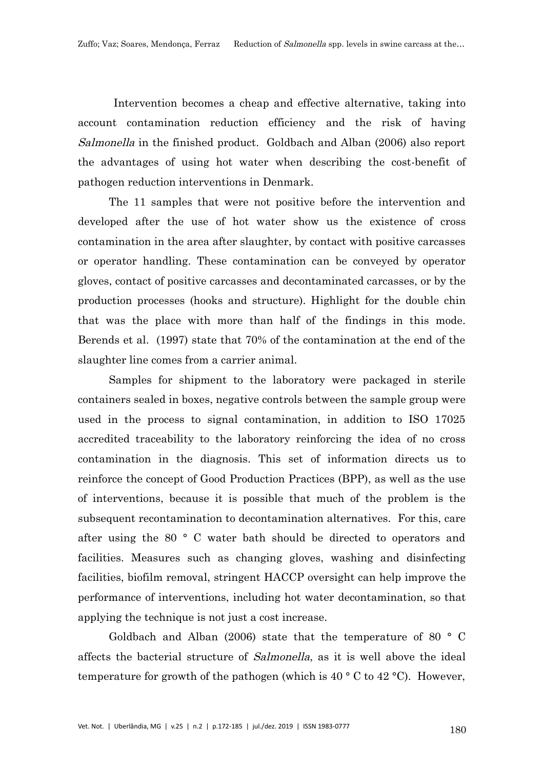Intervention becomes a cheap and effective alternative, taking into account contamination reduction efficiency and the risk of having *Salmonella* in the finished product. Goldbach and Alban (2006) also report the advantages of using hot water when describing the cost-benefit of pathogen reduction interventions in Denmark.

The 11 samples that were not positive before the intervention and developed after the use of hot water show us the existence of cross contamination in the area after slaughter, by contact with positive carcasses or operator handling. These contamination can be conveyed by operator gloves, contact of positive carcasses and decontaminated carcasses, or by the production processes (hooks and structure). Highlight for the double chin that was the place with more than half of the findings in this mode. Berends et al. (1997) state that 70% of the contamination at the end of the slaughter line comes from a carrier animal.

Samples for shipment to the laboratory were packaged in sterile containers sealed in boxes, negative controls between the sample group were used in the process to signal contamination, in addition to ISO 17025 accredited traceability to the laboratory reinforcing the idea of no cross contamination in the diagnosis. This set of information directs us to reinforce the concept of Good Production Practices (BPP), as well as the use of interventions, because it is possible that much of the problem is the subsequent recontamination to decontamination alternatives. For this, care after using the 80 ° C water bath should be directed to operators and facilities. Measures such as changing gloves, washing and disinfecting facilities, biofilm removal, stringent HACCP oversight can help improve the performance of interventions, including hot water decontamination, so that applying the technique is not just a cost increase.

Goldbach and Alban (2006) state that the temperature of 80 ° C affects the bacterial structure of *Salmonella*, as it is well above the ideal temperature for growth of the pathogen (which is 40 ° C to 42 °C). However,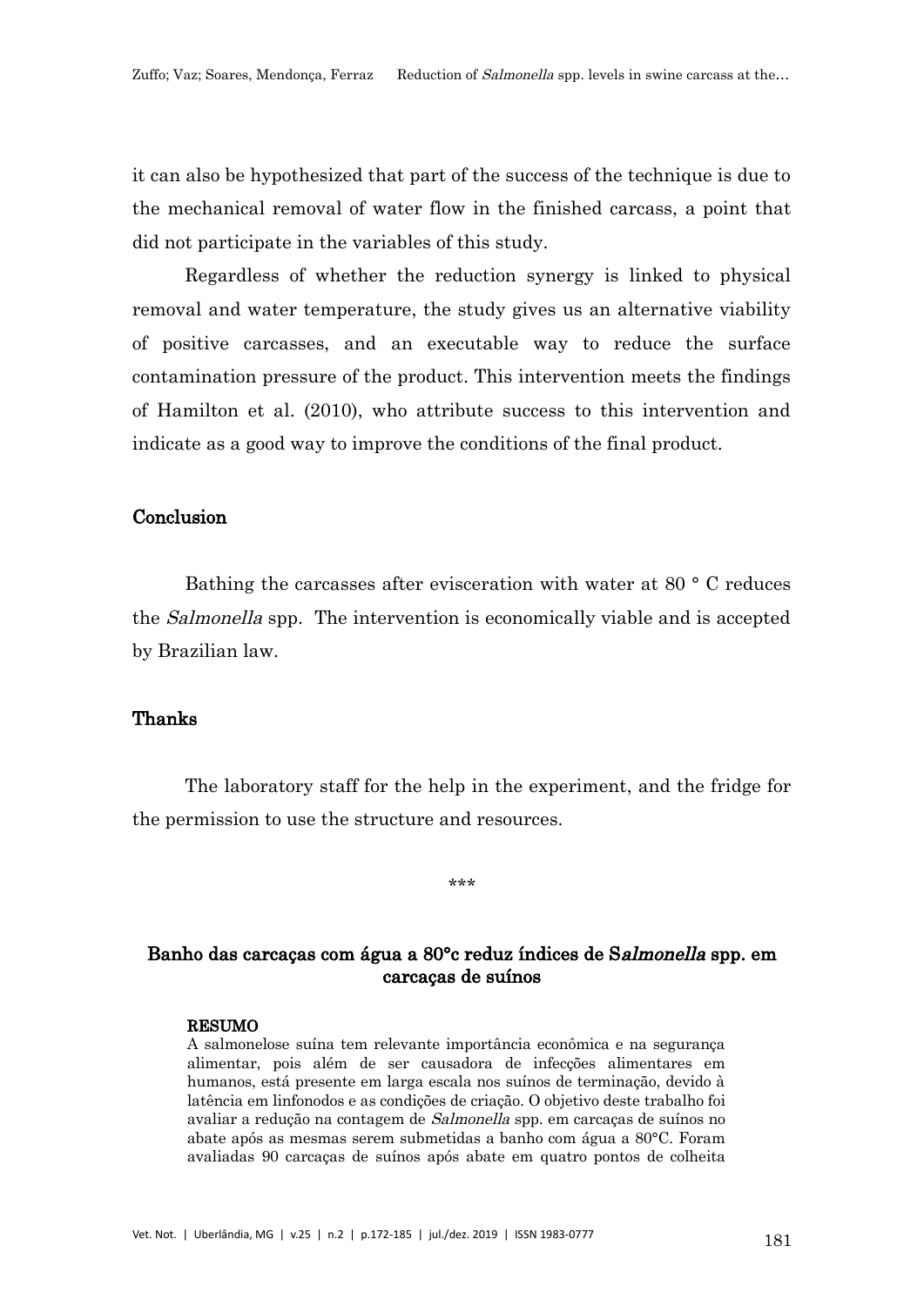it can also be hypothesized that part of the success of the technique is due to the mechanical removal of water flow in the finished carcass, a point that did not participate in the variables of this study.

Regardless of whether the reduction synergy is linked to physical removal and water temperature, the study gives us an alternative viability of positive carcasses, and an executable way to reduce the surface contamination pressure of the product. This intervention meets the findings of Hamilton et al. (2010), who attribute success to this intervention and indicate as a good way to improve the conditions of the final product.

## Conclusion

Bathing the carcasses after evisceration with water at 80 ° C reduces the *Salmonella* spp. The intervention is economically viable and is accepted by Brazilian law.

## Thanks

The laboratory staff for the help in the experiment, and the fridge for the permission to use the structure and resources.

\*\*\*

## Banho das carcaças com água a 80°c reduz índices de S*almonella* spp. em carcaças de suínos

**RESUMO**

A salmonelose suína tem relevante importância econômica e na segurança alimentar, pois além de ser causadora de infecções alimentares em humanos, está presente em larga escala nos suínos de terminação, devido à latência em linfonodos e as condições de criação. O objetivo deste trabalho foi avaliar a redução na contagem de *Salmonella* spp. em carcaças de suínos no abate após as mesmas serem submetidas a banho com água a 80°C. Foram avaliadas 90 carcaças de suínos após abate em quatro pontos de colheita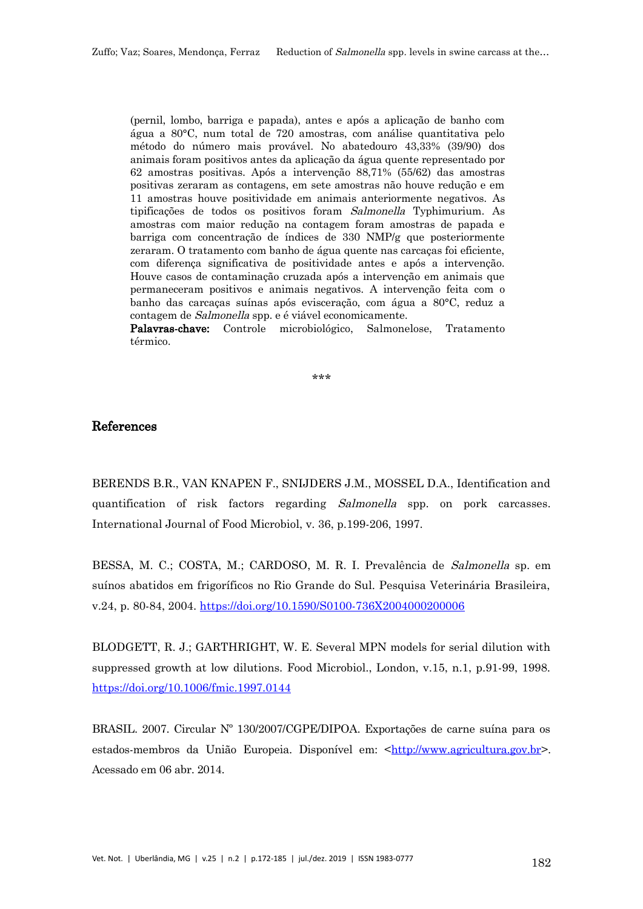(pernil, lombo, barriga e papada), antes e após a aplicação de banho com água a 80°C, num total de 720 amostras, com análise quantitativa pelo método do número mais provável. No abatedouro 43,33% (39/90) dos animais foram positivos antes da aplicação da água quente representado por 62 amostras positivas. Após a intervenção 88,71% (55/62) das amostras positivas zeraram as contagens, em sete amostras não houve redução e em 11 amostras houve positividade em animais anteriormente negativos. As tipificações de todos os positivos foram *Salmonella* Typhimurium. As amostras com maior redução na contagem foram amostras de papada e barriga com concentração de índices de 330 NMP/g que posteriormente zeraram. O tratamento com banho de água quente nas carcaças foi eficiente, com diferença significativa de positividade antes e após a intervenção. Houve casos de contaminação cruzada após a intervenção em animais que permaneceram positivos e animais negativos. A intervenção feita com o banho das carcaças suínas após evisceração, com água a 80°C, reduz a contagem de *Salmonella* spp. e é viável economicamente.

**Palavras-chave:** Controle microbiológico, Salmonelose, Tratamento térmico.

***

## References

BERENDS B.R., VAN KNAPEN F., SNIJDERS J.M., MOSSEL D.A., Identification and quantification of risk factors regarding *Salmonella* spp. on pork carcasses. International Journal of Food Microbiol, v. 36, p.199-206, 1997.

BESSA, M. C.; COSTA, M.; CARDOSO, M. R. I. Prevalência de *Salmonella* sp. em suínos abatidos em frigoríficos no Rio Grande do Sul. Pesquisa Veterinária Brasileira, v.24, p. 80-84, 2004. https://doi.org/10.1590/S0100-736X2004000200006

BLODGETT, R. J.; GARTHRIGHT, W. E. Several MPN models for serial dilution with suppressed growth at low dilutions. Food Microbiol., London, v.15, n.1, p.91-99, 1998. https://doi.org/10.1006/fmic.1997.0144

BRASIL. 2007. Circular Nº 130/2007/CGPE/DIPOA. Exportações de carne suína para os estados-membros da União Europeia. Disponível em: <http://www.agricultura.gov.br>. Acessado em 06 abr. 2014.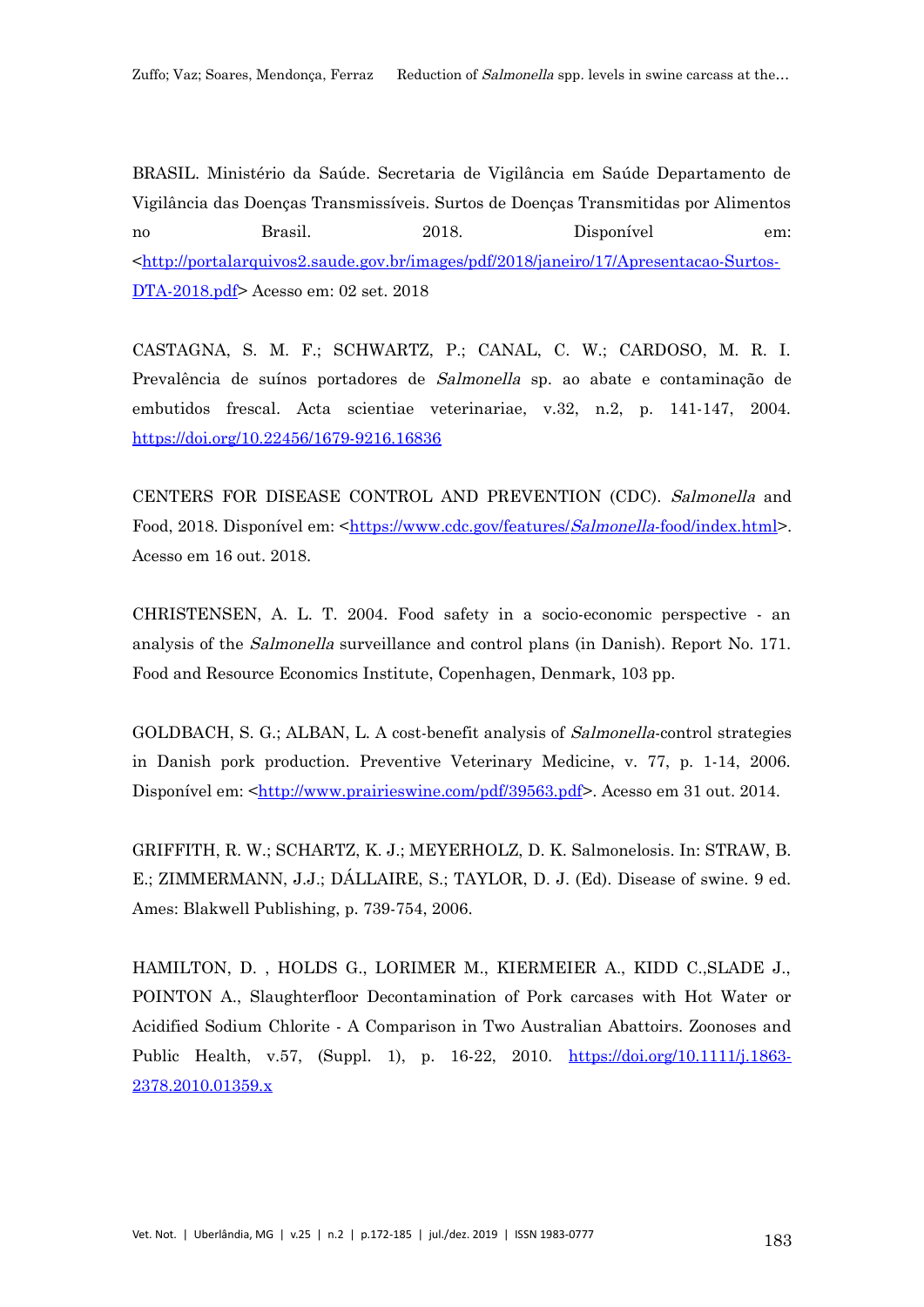BRASIL. Ministério da Saúde. Secretaria de Vigilância em Saúde Departamento de Vigilância das Doenças Transmissíveis. Surtos de Doenças Transmitidas por Alimentos no Brasil. 2018. Disponível em: <http://portalarquivos2.saude.gov.br/images/pdf/2018/janeiro/17/Apresentacao-Surtos-DTA-2018.pdf> Acesso em: 02 set. 2018

CASTAGNA, S. M. F.; SCHWARTZ, P.; CANAL, C. W.; CARDOSO, M. R. I. Prevalência de suínos portadores de *Salmonella* sp. ao abate e contaminação de embutidos frescal. Acta scientiae veterinariae, v.32, n.2, p. 141-147, 2004. https://doi.org/10.22456/1679-9216.16836

CENTERS FOR DISEASE CONTROL AND PREVENTION (CDC). *Salmonella* and Food, 2018. Disponível em: <https://www.cdc.gov/features/*Salmonella*-food/index.html>. Acesso em 16 out. 2018.

CHRISTENSEN, A. L. T. 2004. Food safety in a socio-economic perspective - an analysis of the *Salmonella* surveillance and control plans (in Danish). Report No. 171. Food and Resource Economics Institute, Copenhagen, Denmark, 103 pp.

GOLDBACH, S. G.; ALBAN, L. A cost-benefit analysis of *Salmonella*-control strategies in Danish pork production. Preventive Veterinary Medicine, v. 77, p. 1-14, 2006. Disponível em: <http://www.prairieswine.com/pdf/39563.pdf>. Acesso em 31 out. 2014.

GRIFFITH, R. W.; SCHARTZ, K. J.; MEYERHOLZ, D. K. Salmonelosis. In: STRAW, B. E.; ZIMMERMANN, J.J.; DÁLLAIRE, S.; TAYLOR, D. J. (Ed). Disease of swine. 9 ed. Ames: Blakwell Publishing, p. 739-754, 2006.

HAMILTON, D. , HOLDS G., LORIMER M., KIERMEIER A., KIDD C.,SLADE J., POINTON A., Slaughterfloor Decontamination of Pork carcases with Hot Water or Acidified Sodium Chlorite - A Comparison in Two Australian Abattoirs. Zoonoses and Public Health, v.57, (Suppl. 1), p. 16-22, 2010. https://doi.org/10.1111/j.1863-2378.2010.01359.x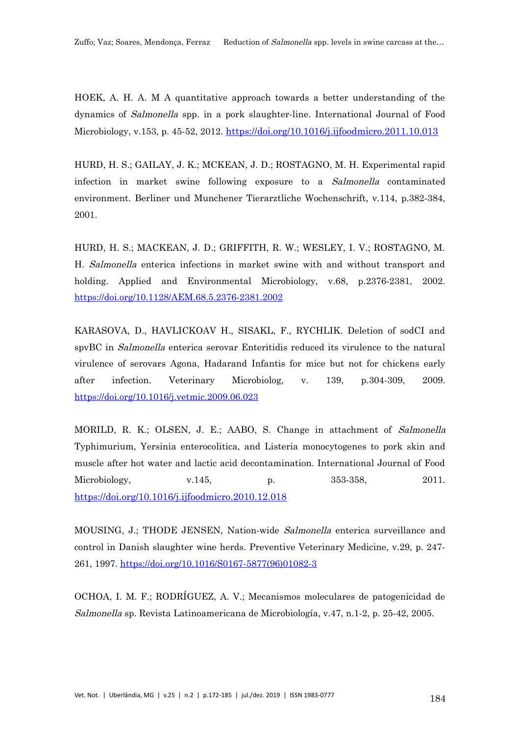HOEK, A. H. A. M A quantitative approach towards a better understanding of the dynamics of *Salmonella* spp. in a pork slaughter-line. International Journal of Food Microbiology, v.153, p. 45-52, 2012. https://doi.org/10.1016/j.ijfoodmicro.2011.10.013

HURD, H. S.; GAILAY, J. K.; MCKEAN, J. D.; ROSTAGNO, M. H. Experimental rapid infection in market swine following exposure to a *Salmonella* contaminated environment. Berliner und Munchener Tierarztliche Wochenschrift, v.114, p.382-384, 2001.

HURD, H. S.; MACKEAN, J. D.; GRIFFITH, R. W.; WESLEY, I. V.; ROSTAGNO, M. H. *Salmonella* enterica infections in market swine with and without transport and holding. Applied and Environmental Microbiology, v.68, p.2376-2381, 2002. https://doi.org/10.1128/AEM.68.5.2376-2381.2002

KARASOVA, D., HAVLICKOAV H., SISAKL, F., RYCHLIK. Deletion of sodCI and spvBC in *Salmonella* enterica serovar Enteritidis reduced its virulence to the natural virulence of serovars Agona, Hadarand Infantis for mice but not for chickens early after infection. Veterinary Microbiolog, v. 139, p.304-309, 2009. https://doi.org/10.1016/j.vetmic.2009.06.023

MORILD, R. K.; OLSEN, J. E.; AABO, S. Change in attachment of *Salmonella* Typhimurium, Yersinia enterocolitica, and Listeria monocytogenes to pork skin and muscle after hot water and lactic acid decontamination. International Journal of Food Microbiology, v.145, p. 353-358, 2011. https://doi.org/10.1016/j.ijfoodmicro.2010.12.018

MOUSING, J.; THODE JENSEN, Nation-wide *Salmonella* enterica surveillance and control in Danish slaughter wine herds. Preventive Veterinary Medicine, v.29, p. 247-261, 1997. https://doi.org/10.1016/S0167-5877(96)01082-3

OCHOA, I. M. F.; RODRÍGUEZ, A. V.; Mecanismos moleculares de patogenicidad de *Salmonella* sp. Revista Latinoamericana de Microbiología, v.47, n.1-2, p. 25-42, 2005.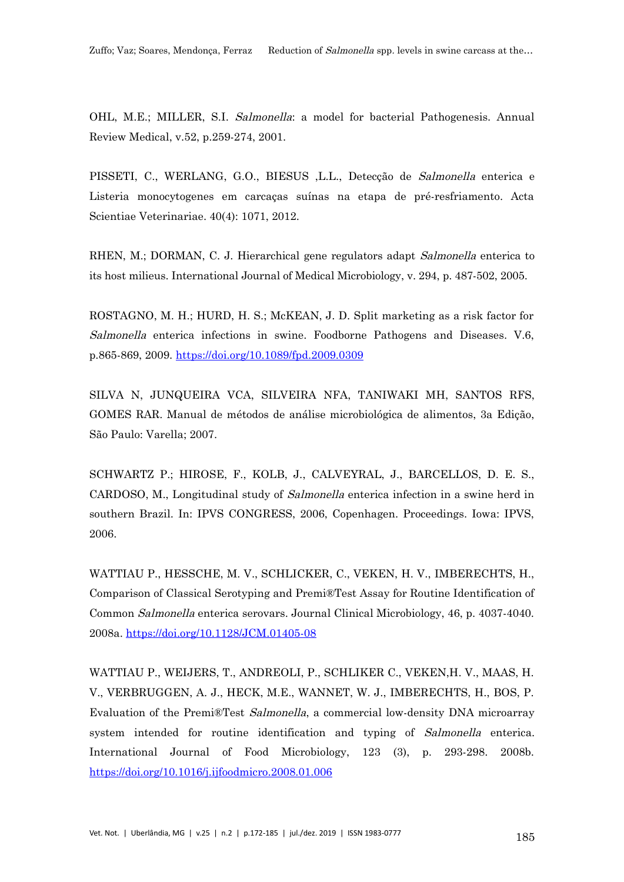OHL, M.E.; MILLER, S.I. *Salmonella*: a model for bacterial Pathogenesis. Annual Review Medical, v.52, p.259-274, 2001.

PISSETI, C., WERLANG, G.O., BIESUS ,L.L., Detecção de *Salmonella* enterica e Listeria monocytogenes em carcaças suínas na etapa de pré-resfriamento. Acta Scientiae Veterinariae. 40(4): 1071, 2012.

RHEN, M.; DORMAN, C. J. Hierarchical gene regulators adapt *Salmonella* enterica to its host milieus. International Journal of Medical Microbiology, v. 294, p. 487-502, 2005.

ROSTAGNO, M. H.; HURD, H. S.; McKEAN, J. D. Split marketing as a risk factor for *Salmonella* enterica infections in swine. Foodborne Pathogens and Diseases. V.6, p.865-869, 2009. https://doi.org/10.1089/fpd.2009.0309

SILVA N, JUNQUEIRA VCA, SILVEIRA NFA, TANIWAKI MH, SANTOS RFS, GOMES RAR. Manual de métodos de análise microbiológica de alimentos, 3a Edição, São Paulo: Varella; 2007.

SCHWARTZ P.; HIROSE, F., KOLB, J., CALVEYRAL, J., BARCELLOS, D. E. S., CARDOSO, M., Longitudinal study of *Salmonella* enterica infection in a swine herd in southern Brazil. In: IPVS CONGRESS, 2006, Copenhagen. Proceedings. Iowa: IPVS, 2006.

WATTIAU P., HESSCHE, M. V., SCHLICKER, C., VEKEN, H. V., IMBERECHTS, H., Comparison of Classical Serotyping and Premi®Test Assay for Routine Identification of Common *Salmonella* enterica serovars. Journal Clinical Microbiology, 46, p. 4037-4040. 2008a. https://doi.org/10.1128/JCM.01405-08

WATTIAU P., WEIJERS, T., ANDREOLI, P., SCHLIKER C., VEKEN,H. V., MAAS, H. V., VERBRUGGEN, A. J., HECK, M.E., WANNET, W. J., IMBERECHTS, H., BOS, P. Evaluation of the Premi®Test *Salmonella*, a commercial low-density DNA microarray system intended for routine identification and typing of *Salmonella* enterica. International Journal of Food Microbiology, 123 (3), p. 293-298. 2008b. https://doi.org/10.1016/j.ijfoodmicro.2008.01.006